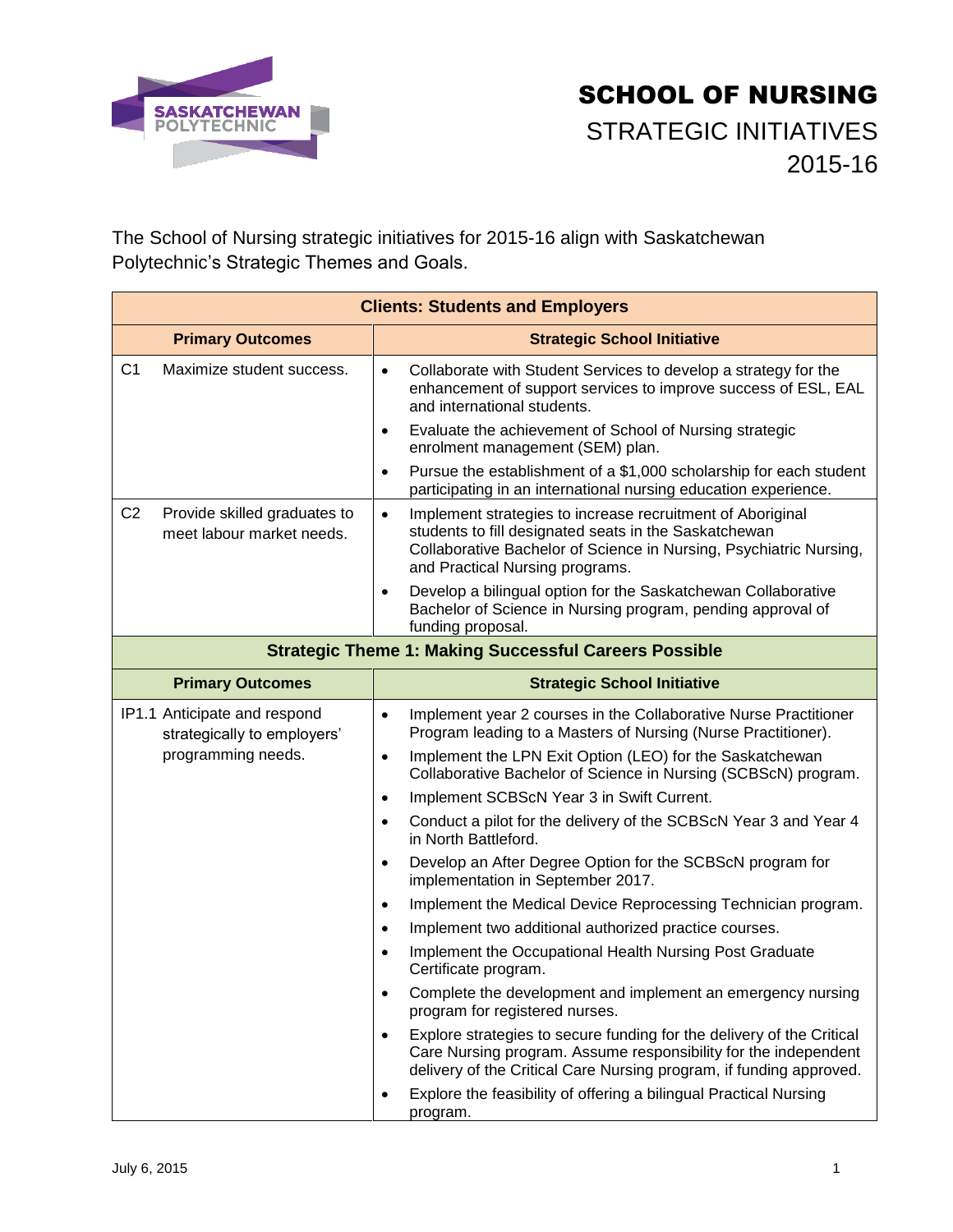# SCHOOL OF NURSING

## STRATEGIC INITIATIVES 2015-16

The School of Nursing strategic initiatives for 2015-16 align with Saskatchewan Polytechnic's Strategic Themes and Goals.

| Clients: Students and Employers | |
|---|---|
| **Primary Outcomes** | **Strategic School Initiative** |
| C1 Maximize student success. | • Collaborate with Student Services to develop a strategy for the enhancement of support services to improve success of ESL, EAL and international students.<br>• Evaluate the achievement of School of Nursing strategic enrolment management (SEM) plan.<br>• Pursue the establishment of a $1,000 scholarship for each student participating in an international nursing education experience. |
| C2 Provide skilled graduates to meet labour market needs. | • Implement strategies to increase recruitment of Aboriginal students to fill designated seats in the Saskatchewan Collaborative Bachelor of Science in Nursing, Psychiatric Nursing, and Practical Nursing programs.<br>• Develop a bilingual option for the Saskatchewan Collaborative Bachelor of Science in Nursing program, pending approval of funding proposal. |
| **Strategic Theme 1: Making Successful Careers Possible** | |
| **Primary Outcomes** | **Strategic School Initiative** |
| IP1.1 Anticipate and respond strategically to employers' programming needs. | • Implement year 2 courses in the Collaborative Nurse Practitioner Program leading to a Masters of Nursing (Nurse Practitioner).<br>• Implement the LPN Exit Option (LEO) for the Saskatchewan Collaborative Bachelor of Science in Nursing (SCBScN) program.<br>• Implement SCBScN Year 3 in Swift Current.<br>• Conduct a pilot for the delivery of the SCBScN Year 3 and Year 4 in North Battleford.<br>• Develop an After Degree Option for the SCBScN program for implementation in September 2017.<br>• Implement the Medical Device Reprocessing Technician program.<br>• Implement two additional authorized practice courses.<br>• Implement the Occupational Health Nursing Post Graduate Certificate program.<br>• Complete the development and implement an emergency nursing program for registered nurses.<br>• Explore strategies to secure funding for the delivery of the Critical Care Nursing program. Assume responsibility for the independent delivery of the Critical Care Nursing program, if funding approved.<br>• Explore the feasibility of offering a bilingual Practical Nursing program. |

July 6, 2015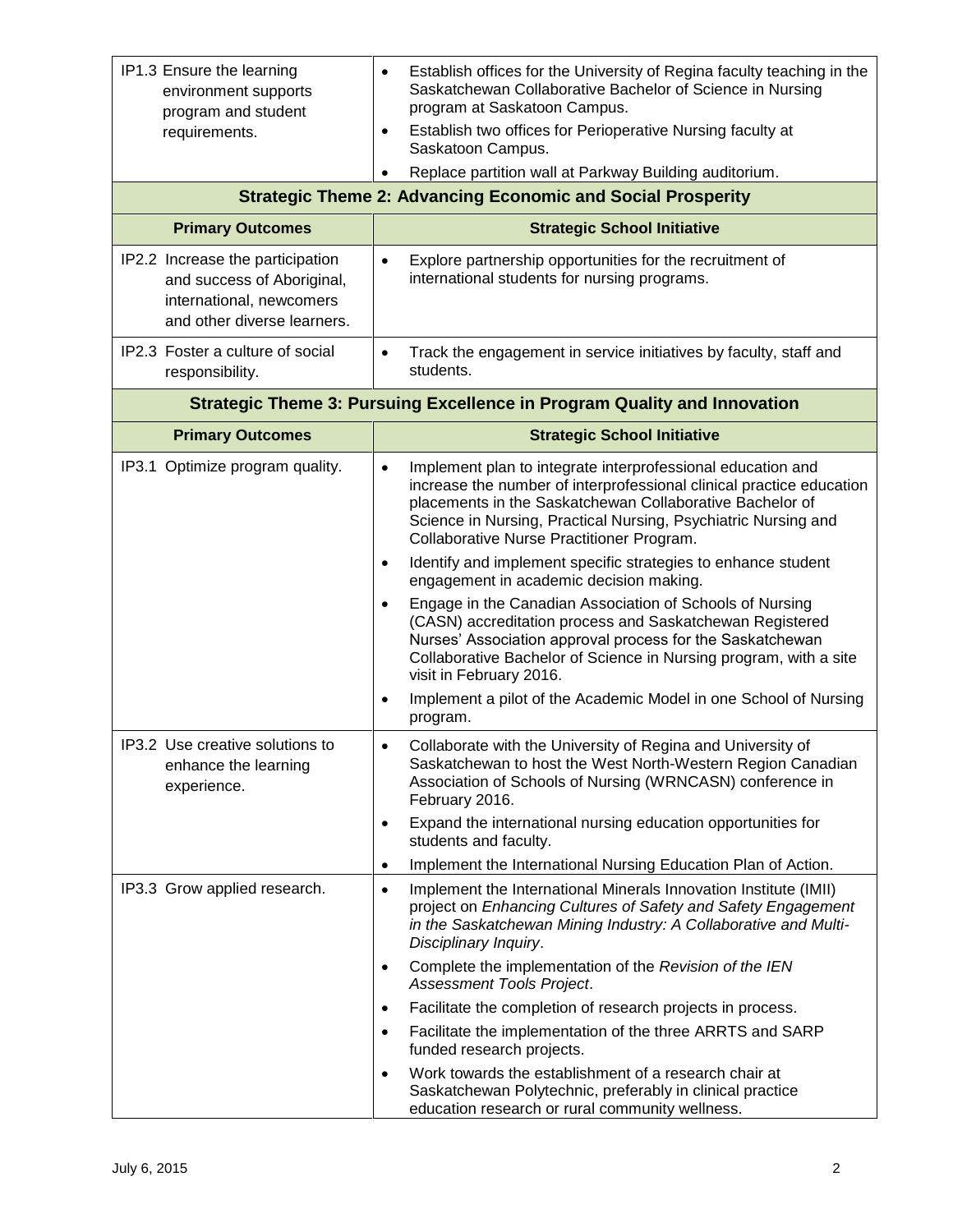| Primary Outcomes | Strategic School Initiative |
|---|---|
| IP1.3 Ensure the learning environment supports program and student requirements. | • Establish offices for the University of Regina faculty teaching in the Saskatchewan Collaborative Bachelor of Science in Nursing program at Saskatoon Campus.<br>• Establish two offices for Perioperative Nursing faculty at Saskatoon Campus.<br>• Replace partition wall at Parkway Building auditorium. |
| **Strategic Theme 2: Advancing Economic and Social Prosperity** | |
| **Primary Outcomes** | **Strategic School Initiative** |
| IP2.2 Increase the participation and success of Aboriginal, international, newcomers and other diverse learners. | • Explore partnership opportunities for the recruitment of international students for nursing programs. |
| IP2.3 Foster a culture of social responsibility. | • Track the engagement in service initiatives by faculty, staff and students. |
| **Strategic Theme 3: Pursuing Excellence in Program Quality and Innovation** | |
| **Primary Outcomes** | **Strategic School Initiative** |
| IP3.1 Optimize program quality. | • Implement plan to integrate interprofessional education and increase the number of interprofessional clinical practice education placements in the Saskatchewan Collaborative Bachelor of Science in Nursing, Practical Nursing, Psychiatric Nursing and Collaborative Nurse Practitioner Program.<br>• Identify and implement specific strategies to enhance student engagement in academic decision making.<br>• Engage in the Canadian Association of Schools of Nursing (CASN) accreditation process and Saskatchewan Registered Nurses' Association approval process for the Saskatchewan Collaborative Bachelor of Science in Nursing program, with a site visit in February 2016.<br>• Implement a pilot of the Academic Model in one School of Nursing program. |
| IP3.2 Use creative solutions to enhance the learning experience. | • Collaborate with the University of Regina and University of Saskatchewan to host the West North-Western Region Canadian Association of Schools of Nursing (WRNCASN) conference in February 2016.<br>• Expand the international nursing education opportunities for students and faculty.<br>• Implement the International Nursing Education Plan of Action. |
| IP3.3 Grow applied research. | • Implement the International Minerals Innovation Institute (IMII) project on *Enhancing Cultures of Safety and Safety Engagement in the Saskatchewan Mining Industry: A Collaborative and Multi-Disciplinary Inquiry*.<br>• Complete the implementation of the *Revision of the IEN Assessment Tools Project*.<br>• Facilitate the completion of research projects in process.<br>• Facilitate the implementation of the three ARRTS and SARP funded research projects.<br>• Work towards the establishment of a research chair at Saskatchewan Polytechnic, preferably in clinical practice education research or rural community wellness. |

July 6, 2015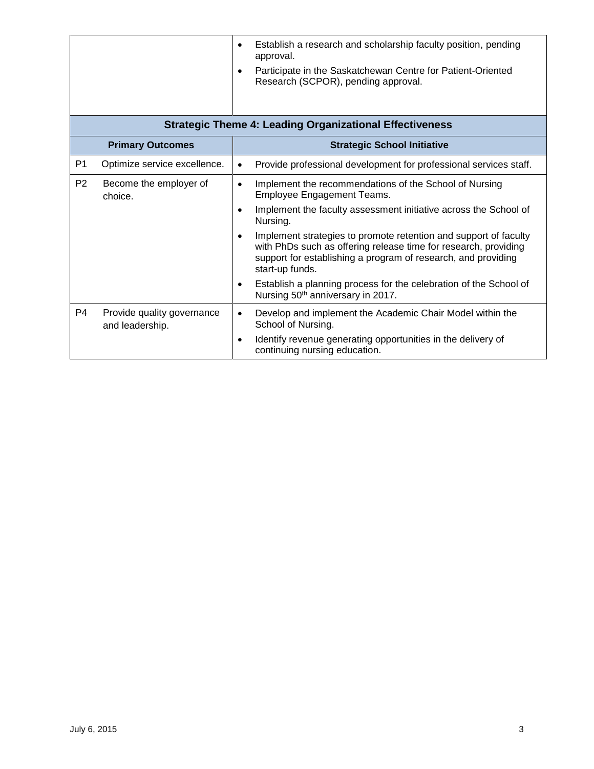| | |
|---|---|
| | • Establish a research and scholarship faculty position, pending approval.<br>• Participate in the Saskatchewan Centre for Patient-Oriented Research (SCPOR), pending approval. |

**Strategic Theme 4: Leading Organizational Effectiveness**

| Primary Outcomes | Strategic School Initiative |
|---|---|
| P1 Optimize service excellence. | • Provide professional development for professional services staff. |
| P2 Become the employer of choice. | • Implement the recommendations of the School of Nursing Employee Engagement Teams.<br>• Implement the faculty assessment initiative across the School of Nursing.<br>• Implement strategies to promote retention and support of faculty with PhDs such as offering release time for research, providing support for establishing a program of research, and providing start-up funds.<br>• Establish a planning process for the celebration of the School of Nursing 50th anniversary in 2017. |
| P4 Provide quality governance and leadership. | • Develop and implement the Academic Chair Model within the School of Nursing.<br>• Identify revenue generating opportunities in the delivery of continuing nursing education. |

July 6, 2015